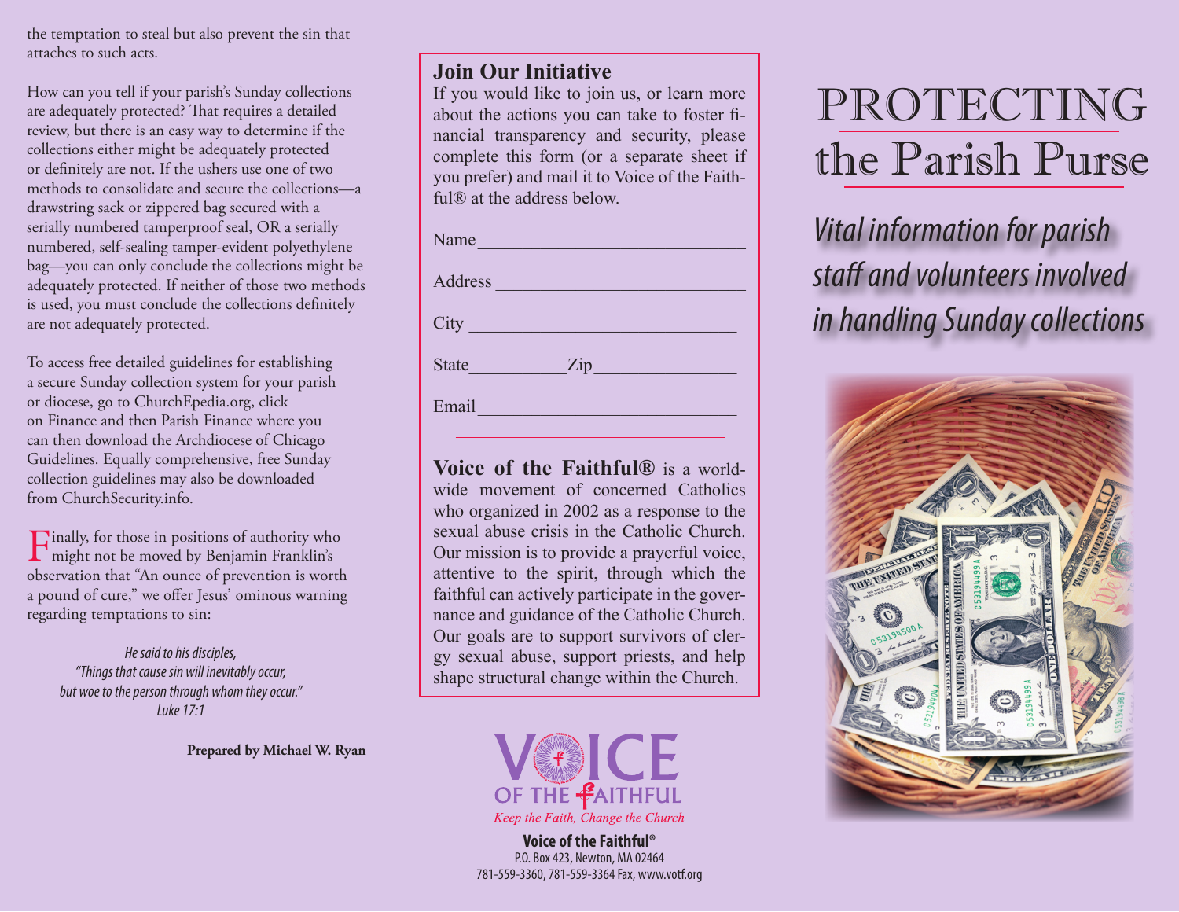the temptation to steal but also prevent the sin that attaches to such acts.

How can you tell if your parish's Sunday collections are adequately protected? That requires a detailed review, but there is an easy way to determine if the collections either might be adequately protected or definitely are not. If the ushers use one of two methods to consolidate and secure the collections—a drawstring sack or zippered bag secured with a serially numbered tamperproof seal, OR a serially numbered, self-sealing tamper-evident polyethylene bag—you can only conclude the collections might be adequately protected. If neither of those two methods is used, you must conclude the collections definitely are not adequately protected.

To access free detailed guidelines for establishing a secure Sunday collection system for your parish or diocese, go to ChurchEpedia.org, click on Finance and then Parish Finance where you can then download the Archdiocese of Chicago Guidelines. Equally comprehensive, free Sunday collection guidelines may also be downloaded from ChurchSecurity.info.

Finally, for those in positions of authority who might not be moved by Benjamin Franklin's observation that "An ounce of prevention is worth a pound of cure," we offer Jesus' ominous warning regarding temptations to sin:

*He said to his disciples,*
*"Things that cause sin will inevitably occur,*
*but woe to the person through whom they occur."*
*Luke 17:1*

**Prepared by Michael W. Ryan**

## Join Our Initiative

If you would like to join us, or learn more about the actions you can take to foster financial transparency and security, please complete this form (or a separate sheet if you prefer) and mail it to Voice of the Faithful® at the address below.

Name ______________________________

Address ____________________________

City _______________________________

State __________ Zip _______________

Email ______________________________

**Voice of the Faithful®** is a worldwide movement of concerned Catholics who organized in 2002 as a response to the sexual abuse crisis in the Catholic Church. Our mission is to provide a prayerful voice, attentive to the spirit, through which the faithful can actively participate in the governance and guidance of the Catholic Church. Our goals are to support survivors of clergy sexual abuse, support priests, and help shape structural change within the Church.

VOICE OF THE FAITHFUL
*Keep the Faith, Change the Church*

**Voice of the Faithful®**
P.O. Box 423, Newton, MA 02464
781-559-3360, 781-559-3364 Fax, www.votf.org

# PROTECTING the Parish Purse

*Vital information for parish staff and volunteers involved in handling Sunday collections*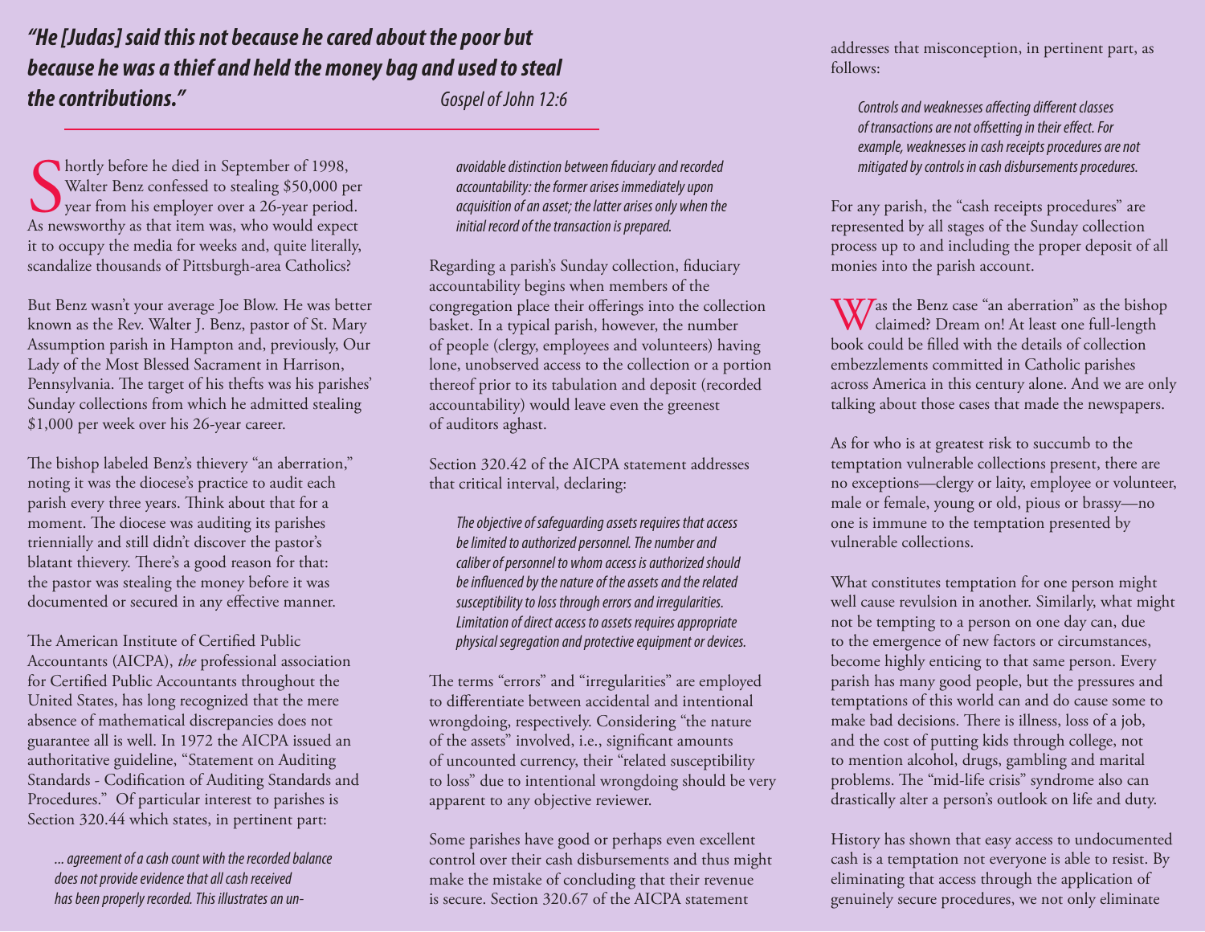***"He [Judas] said this not because he cared about the poor but because he was a thief and held the money bag and used to steal the contributions."*** *Gospel of John 12:6*

---

Shortly before he died in September of 1998, Walter Benz confessed to stealing $50,000 per year from his employer over a 26-year period. As newsworthy as that item was, who would expect it to occupy the media for weeks and, quite literally, scandalize thousands of Pittsburgh-area Catholics?

But Benz wasn't your average Joe Blow. He was better known as the Rev. Walter J. Benz, pastor of St. Mary Assumption parish in Hampton and, previously, Our Lady of the Most Blessed Sacrament in Harrison, Pennsylvania. The target of his thefts was his parishes' Sunday collections from which he admitted stealing $1,000 per week over his 26-year career.

The bishop labeled Benz's thievery "an aberration," noting it was the diocese's practice to audit each parish every three years. Think about that for a moment. The diocese was auditing its parishes triennially and still didn't discover the pastor's blatant thievery. There's a good reason for that: the pastor was stealing the money before it was documented or secured in any effective manner.

The American Institute of Certified Public Accountants (AICPA), *the* professional association for Certified Public Accountants throughout the United States, has long recognized that the mere absence of mathematical discrepancies does not guarantee all is well. In 1972 the AICPA issued an authoritative guideline, "Statement on Auditing Standards - Codification of Auditing Standards and Procedures." Of particular interest to parishes is Section 320.44 which states, in pertinent part:

> *... agreement of a cash count with the recorded balance does not provide evidence that all cash received has been properly recorded. This illustrates an unavoidable distinction between fiduciary and recorded accountability: the former arises immediately upon acquisition of an asset; the latter arises only when the initial record of the transaction is prepared.*

Regarding a parish's Sunday collection, fiduciary accountability begins when members of the congregation place their offerings into the collection basket. In a typical parish, however, the number of people (clergy, employees and volunteers) having lone, unobserved access to the collection or a portion thereof prior to its tabulation and deposit (recorded accountability) would leave even the greenest of auditors aghast.

Section 320.42 of the AICPA statement addresses that critical interval, declaring:

> *The objective of safeguarding assets requires that access be limited to authorized personnel. The number and caliber of personnel to whom access is authorized should be influenced by the nature of the assets and the related susceptibility to loss through errors and irregularities. Limitation of direct access to assets requires appropriate physical segregation and protective equipment or devices.*

The terms "errors" and "irregularities" are employed to differentiate between accidental and intentional wrongdoing, respectively. Considering "the nature of the assets" involved, i.e., significant amounts of uncounted currency, their "related susceptibility to loss" due to intentional wrongdoing should be very apparent to any objective reviewer.

Some parishes have good or perhaps even excellent control over their cash disbursements and thus might make the mistake of concluding that their revenue is secure. Section 320.67 of the AICPA statement addresses that misconception, in pertinent part, as follows:

> *Controls and weaknesses affecting different classes of transactions are not offsetting in their effect. For example, weaknesses in cash receipts procedures are not mitigated by controls in cash disbursements procedures.*

For any parish, the "cash receipts procedures" are represented by all stages of the Sunday collection process up to and including the proper deposit of all monies into the parish account.

Was the Benz case "an aberration" as the bishop claimed? Dream on! At least one full-length book could be filled with the details of collection embezzlements committed in Catholic parishes across America in this century alone. And we are only talking about those cases that made the newspapers.

As for who is at greatest risk to succumb to the temptation vulnerable collections present, there are no exceptions—clergy or laity, employee or volunteer, male or female, young or old, pious or brassy—no one is immune to the temptation presented by vulnerable collections.

What constitutes temptation for one person might well cause revulsion in another. Similarly, what might not be tempting to a person on one day can, due to the emergence of new factors or circumstances, become highly enticing to that same person. Every parish has many good people, but the pressures and temptations of this world can and do cause some to make bad decisions. There is illness, loss of a job, and the cost of putting kids through college, not to mention alcohol, drugs, gambling and marital problems. The "mid-life crisis" syndrome also can drastically alter a person's outlook on life and duty.

History has shown that easy access to undocumented cash is a temptation not everyone is able to resist. By eliminating that access through the application of genuinely secure procedures, we not only eliminate